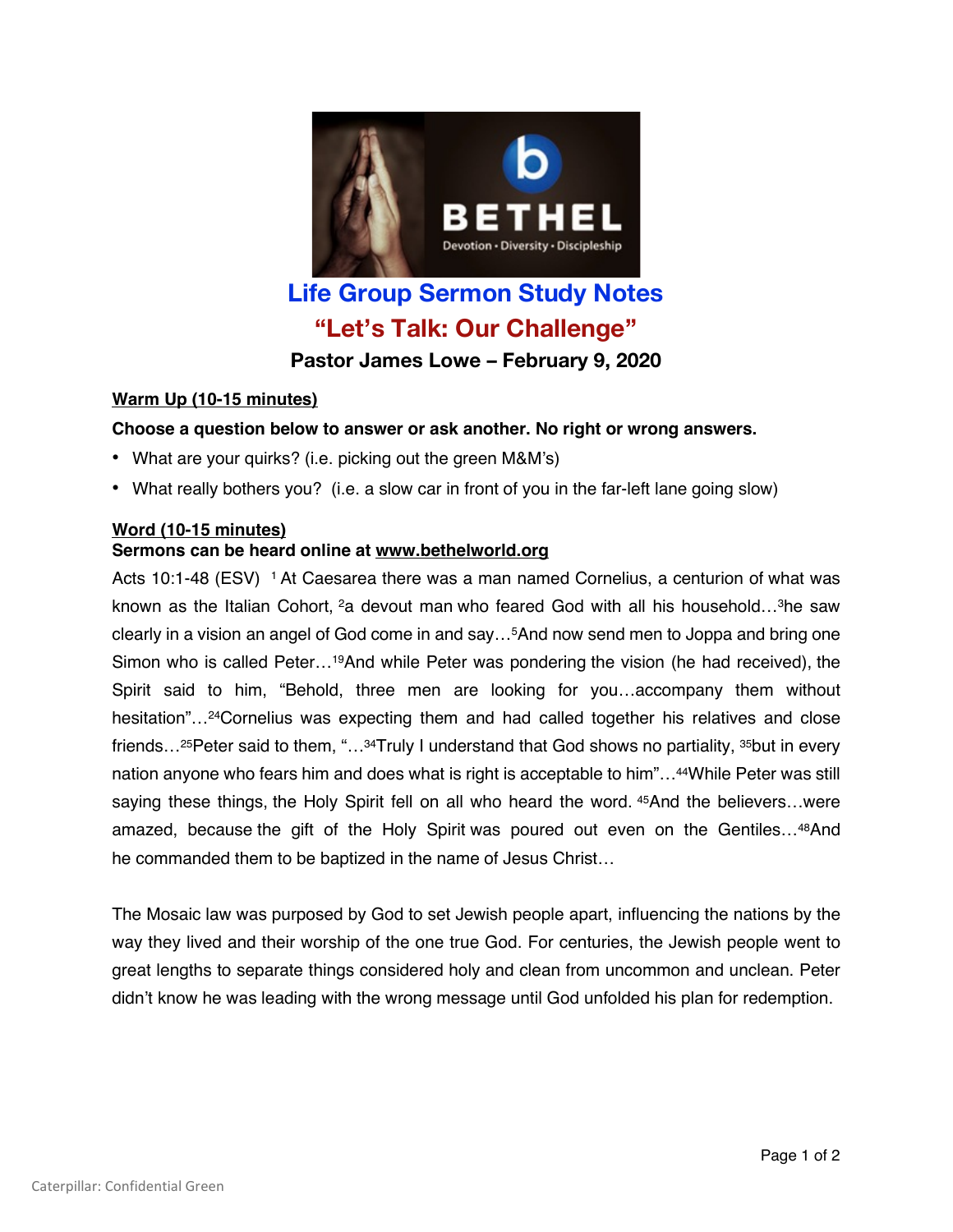# Life Group Sermon Study Notes

## "Let's Talk: Our Challenge"

### Pastor James Lowe – February 9, 2020

**Warm Up (10-15 minutes)**

**Choose a question below to answer or ask another. No right or wrong answers.**

- What are your quirks? (i.e. picking out the green M&M's)
- What really bothers you? (i.e. a slow car in front of you in the far-left lane going slow)

**Word (10-15 minutes)**

**Sermons can be heard online at www.bethelworld.org**

Acts 10:1-48 (ESV) [1] At Caesarea there was a man named Cornelius, a centurion of what was known as the Italian Cohort, [2]a devout man who feared God with all his household…[3]he saw clearly in a vision an angel of God come in and say…[5]And now send men to Joppa and bring one Simon who is called Peter…[19]And while Peter was pondering the vision (he had received), the Spirit said to him, "Behold, three men are looking for you…accompany them without hesitation"…[24]Cornelius was expecting them and had called together his relatives and close friends…[25]Peter said to them, "…[34]Truly I understand that God shows no partiality, [35]but in every nation anyone who fears him and does what is right is acceptable to him"…[44]While Peter was still saying these things, the Holy Spirit fell on all who heard the word. [45]And the believers…were amazed, because the gift of the Holy Spirit was poured out even on the Gentiles…[48]And he commanded them to be baptized in the name of Jesus Christ…

The Mosaic law was purposed by God to set Jewish people apart, influencing the nations by the way they lived and their worship of the one true God. For centuries, the Jewish people went to great lengths to separate things considered holy and clean from uncommon and unclean. Peter didn't know he was leading with the wrong message until God unfolded his plan for redemption.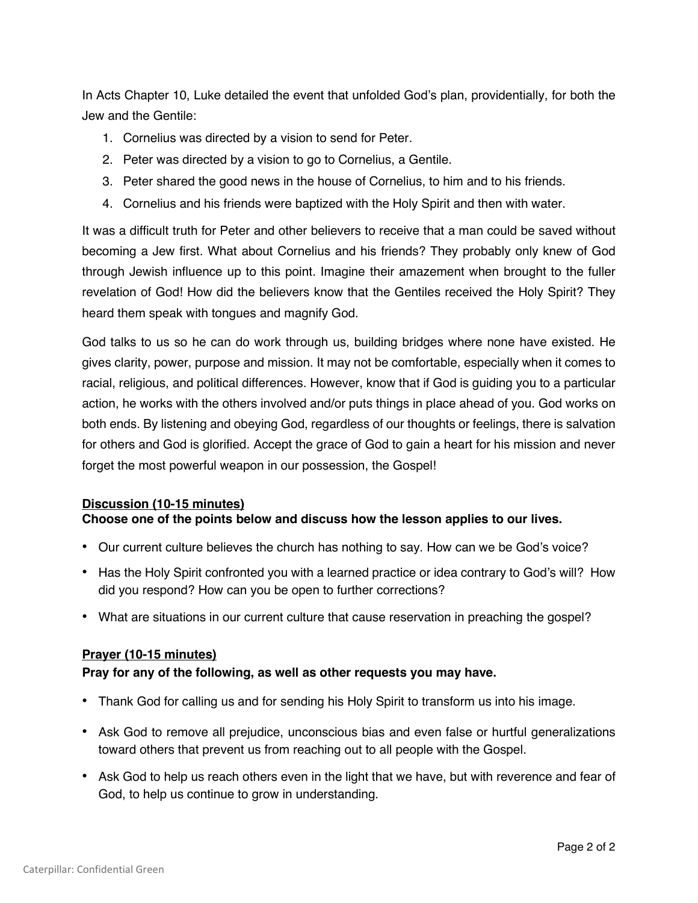In Acts Chapter 10, Luke detailed the event that unfolded God's plan, providentially, for both the Jew and the Gentile:

1. Cornelius was directed by a vision to send for Peter.
2. Peter was directed by a vision to go to Cornelius, a Gentile.
3. Peter shared the good news in the house of Cornelius, to him and to his friends.
4. Cornelius and his friends were baptized with the Holy Spirit and then with water.

It was a difficult truth for Peter and other believers to receive that a man could be saved without becoming a Jew first. What about Cornelius and his friends? They probably only knew of God through Jewish influence up to this point. Imagine their amazement when brought to the fuller revelation of God! How did the believers know that the Gentiles received the Holy Spirit? They heard them speak with tongues and magnify God.

God talks to us so he can do work through us, building bridges where none have existed. He gives clarity, power, purpose and mission. It may not be comfortable, especially when it comes to racial, religious, and political differences. However, know that if God is guiding you to a particular action, he works with the others involved and/or puts things in place ahead of you. God works on both ends. By listening and obeying God, regardless of our thoughts or feelings, there is salvation for others and God is glorified. Accept the grace of God to gain a heart for his mission and never forget the most powerful weapon in our possession, the Gospel!

**<u>Discussion (10-15 minutes)</u>**

**Choose one of the points below and discuss how the lesson applies to our lives.**

- Our current culture believes the church has nothing to say. How can we be God's voice?
- Has the Holy Spirit confronted you with a learned practice or idea contrary to God's will? How did you respond? How can you be open to further corrections?
- What are situations in our current culture that cause reservation in preaching the gospel?

**<u>Prayer (10-15 minutes)</u>**

**Pray for any of the following, as well as other requests you may have.**

- Thank God for calling us and for sending his Holy Spirit to transform us into his image.
- Ask God to remove all prejudice, unconscious bias and even false or hurtful generalizations toward others that prevent us from reaching out to all people with the Gospel.
- Ask God to help us reach others even in the light that we have, but with reverence and fear of God, to help us continue to grow in understanding.